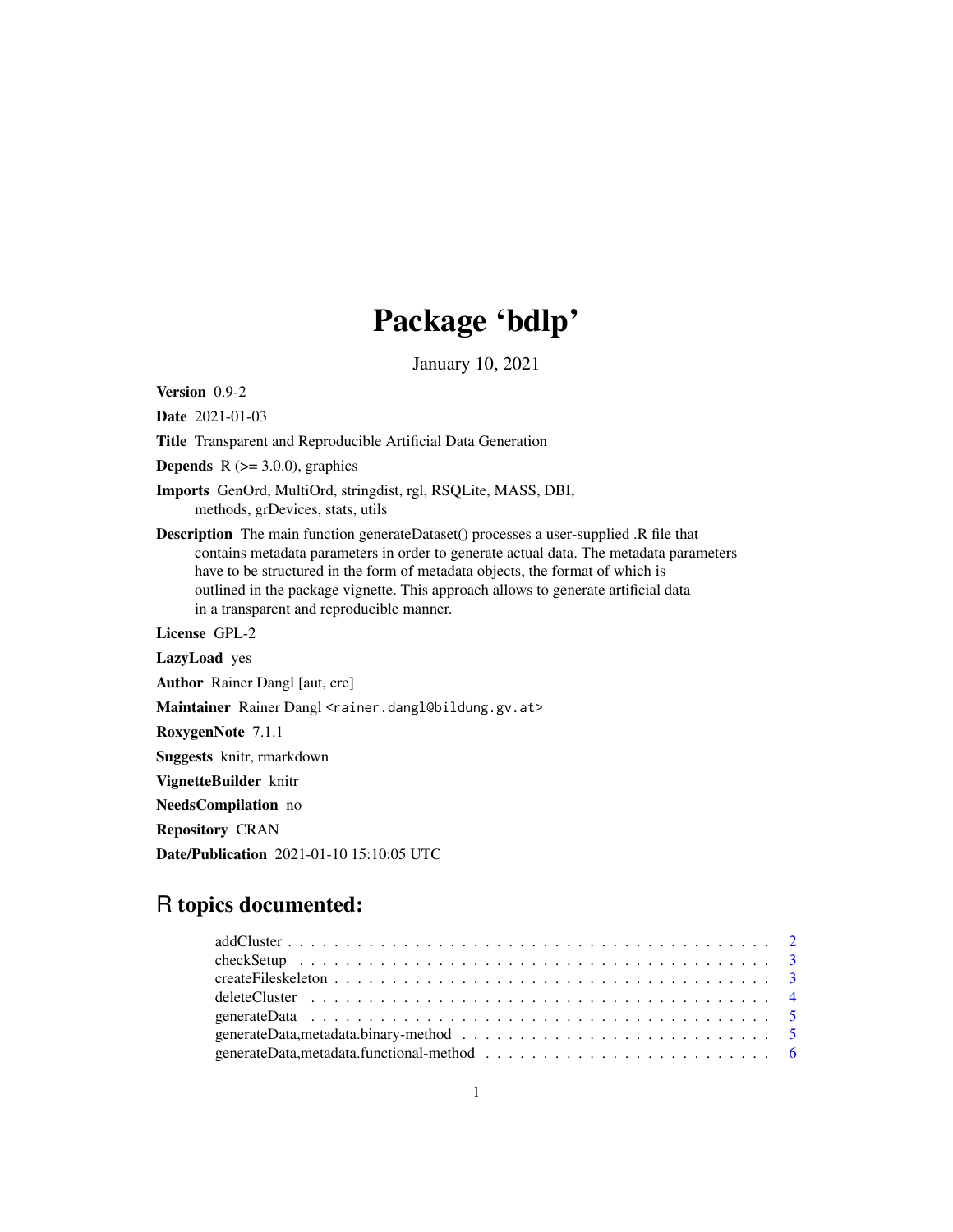# Package 'bdlp'

January 10, 2021

**Version** 0.9-2

**Date** 2021-01-03

**Title** Transparent and Reproducible Artificial Data Generation

**Depends** R (>= 3.0.0), graphics

**Imports** GenOrd, MultiOrd, stringdist, rgl, RSQLite, MASS, DBI, methods, grDevices, stats, utils

**Description** The main function generateDataset() processes a user-supplied .R file that contains metadata parameters in order to generate actual data. The metadata parameters have to be structured in the form of metadata objects, the format of which is outlined in the package vignette. This approach allows to generate artificial data in a transparent and reproducible manner.

**License** GPL-2

**LazyLoad** yes

**Author** Rainer Dangl [aut, cre]

**Maintainer** Rainer Dangl <rainer.dangl@bildung.gv.at>

**RoxygenNote** 7.1.1

**Suggests** knitr, rmarkdown

**VignetteBuilder** knitr

**NeedsCompilation** no

**Repository** CRAN

**Date/Publication** 2021-01-10 15:10:05 UTC

## R topics documented:

- addCluster . . . . . . . . . . . . . . . . . . . . . . . . . . . . . . . . . . . . . . . . . . 2
- checkSetup . . . . . . . . . . . . . . . . . . . . . . . . . . . . . . . . . . . . . . . . . . 3
- createFileskeleton . . . . . . . . . . . . . . . . . . . . . . . . . . . . . . . . . . . . . . 3
- deleteCluster . . . . . . . . . . . . . . . . . . . . . . . . . . . . . . . . . . . . . . . . . 4
- generateData . . . . . . . . . . . . . . . . . . . . . . . . . . . . . . . . . . . . . . . . . 5
- generateData,metadata.binary-method . . . . . . . . . . . . . . . . . . . . . . . . . . 5
- generateData,metadata.functional-method . . . . . . . . . . . . . . . . . . . . . . . . 6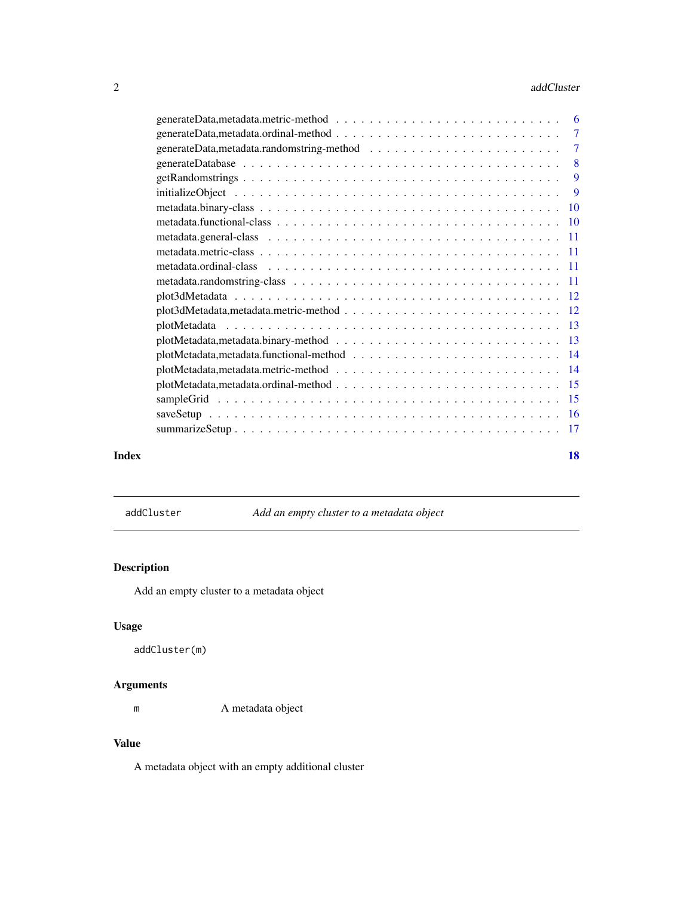generateData,metadata.metric-method . . . . . . . . . . . . . . . . . . . . . . . . . . 6
generateData,metadata.ordinal-method . . . . . . . . . . . . . . . . . . . . . . . . . . 7
generateData,metadata.randomstring-method . . . . . . . . . . . . . . . . . . . . . . . 7
generateDatabase . . . . . . . . . . . . . . . . . . . . . . . . . . . . . . . . . . . . 8
getRandomstrings . . . . . . . . . . . . . . . . . . . . . . . . . . . . . . . . . . . . 9
initializeObject . . . . . . . . . . . . . . . . . . . . . . . . . . . . . . . . . . . . 9
metadata.binary-class . . . . . . . . . . . . . . . . . . . . . . . . . . . . . . . . . . 10
metadata.functional-class . . . . . . . . . . . . . . . . . . . . . . . . . . . . . . . . 10
metadata.general-class . . . . . . . . . . . . . . . . . . . . . . . . . . . . . . . . . 11
metadata.metric-class . . . . . . . . . . . . . . . . . . . . . . . . . . . . . . . . . . 11
metadata.ordinal-class . . . . . . . . . . . . . . . . . . . . . . . . . . . . . . . . . 11
metadata.randomstring-class . . . . . . . . . . . . . . . . . . . . . . . . . . . . . . . 11
plot3dMetadata . . . . . . . . . . . . . . . . . . . . . . . . . . . . . . . . . . . . . 12
plot3dMetadata,metadata.metric-method . . . . . . . . . . . . . . . . . . . . . . . . . 12
plotMetadata . . . . . . . . . . . . . . . . . . . . . . . . . . . . . . . . . . . . . . 13
plotMetadata,metadata.binary-method . . . . . . . . . . . . . . . . . . . . . . . . . . 13
plotMetadata,metadata.functional-method . . . . . . . . . . . . . . . . . . . . . . . . 14
plotMetadata,metadata.metric-method . . . . . . . . . . . . . . . . . . . . . . . . . . 14
plotMetadata,metadata.ordinal-method . . . . . . . . . . . . . . . . . . . . . . . . . . 15
sampleGrid . . . . . . . . . . . . . . . . . . . . . . . . . . . . . . . . . . . . . . . 15
saveSetup . . . . . . . . . . . . . . . . . . . . . . . . . . . . . . . . . . . . . . . . 16
summarizeSetup . . . . . . . . . . . . . . . . . . . . . . . . . . . . . . . . . . . . . 17

**Index** **18**

---

`addCluster` *Add an empty cluster to a metadata object*

---

## Description

Add an empty cluster to a metadata object

## Usage

```
addCluster(m)
```

## Arguments

| | |
|---|---|
| `m` | A metadata object |

## Value

A metadata object with an empty additional cluster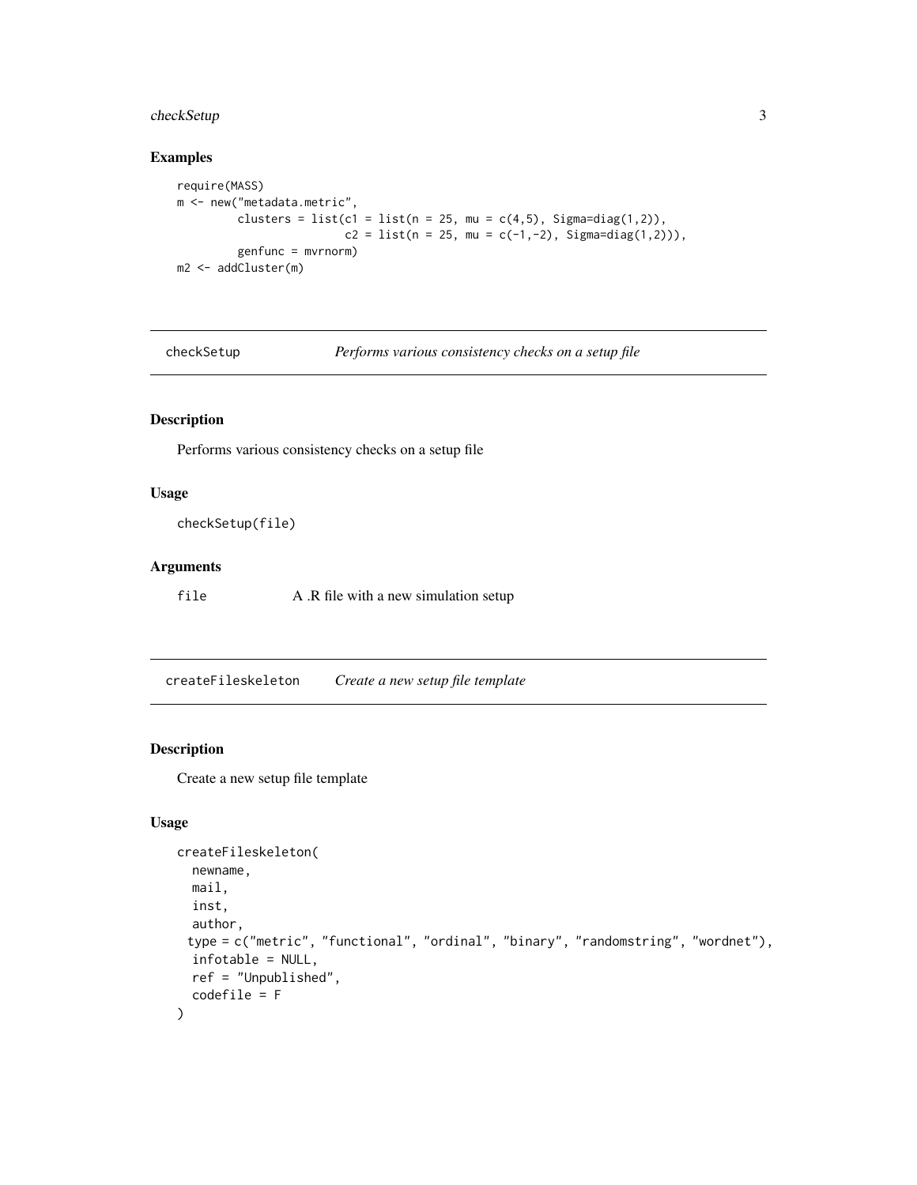## Examples

```
require(MASS)
m <- new("metadata.metric",
         clusters = list(c1 = list(n = 25, mu = c(4,5), Sigma=diag(1,2)),
                         c2 = list(n = 25, mu = c(-1,-2), Sigma=diag(1,2))),
         genfunc = mvrnorm)
m2 <- addCluster(m)
```

---

# checkSetup — *Performs various consistency checks on a setup file*

## Description

Performs various consistency checks on a setup file

## Usage

```
checkSetup(file)
```

## Arguments

| | |
|---|---|
| file | A .R file with a new simulation setup |

---

# createFileskeleton — *Create a new setup file template*

## Description

Create a new setup file template

## Usage

```
createFileskeleton(
  newname,
  mail,
  inst,
  author,
  type = c("metric", "functional", "ordinal", "binary", "randomstring", "wordnet"),
  infotable = NULL,
  ref = "Unpublished",
  codefile = F
)
```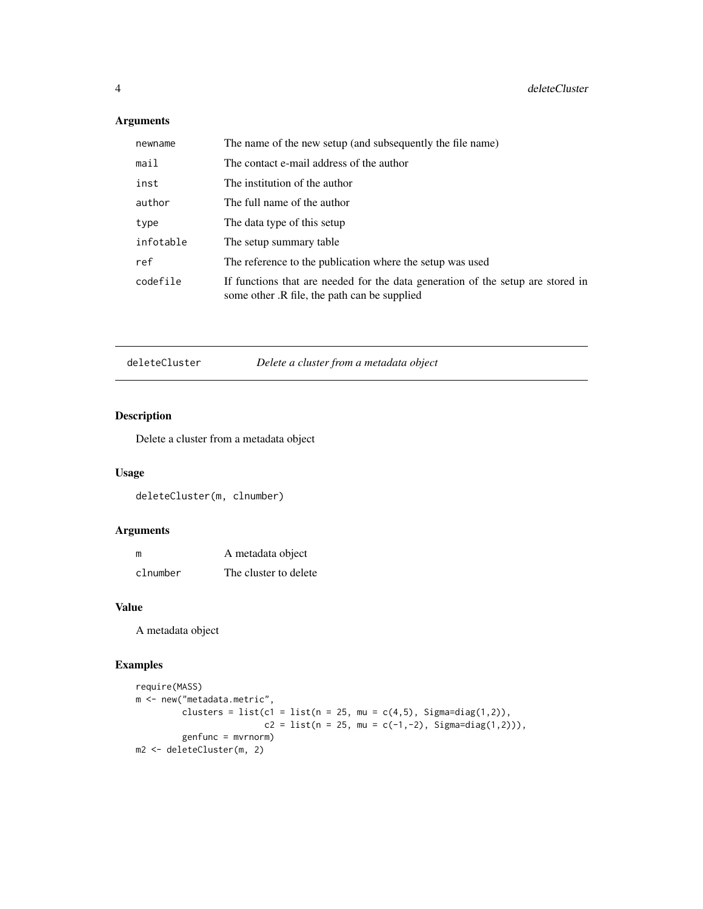## Arguments

| | |
|---|---|
| newname | The name of the new setup (and subsequently the file name) |
| mail | The contact e-mail address of the author |
| inst | The institution of the author |
| author | The full name of the author |
| type | The data type of this setup |
| infotable | The setup summary table |
| ref | The reference to the publication where the setup was used |
| codefile | If functions that are needed for the data generation of the setup are stored in some other .R file, the path can be supplied |

---

# deleteCluster — *Delete a cluster from a metadata object*

## Description

Delete a cluster from a metadata object

## Usage

```
deleteCluster(m, clnumber)
```

## Arguments

| | |
|---|---|
| m | A metadata object |
| clnumber | The cluster to delete |

## Value

A metadata object

## Examples

```
require(MASS)
m <- new("metadata.metric",
         clusters = list(c1 = list(n = 25, mu = c(4,5), Sigma=diag(1,2)),
                         c2 = list(n = 25, mu = c(-1,-2), Sigma=diag(1,2))),
         genfunc = mvrnorm)
m2 <- deleteCluster(m, 2)
```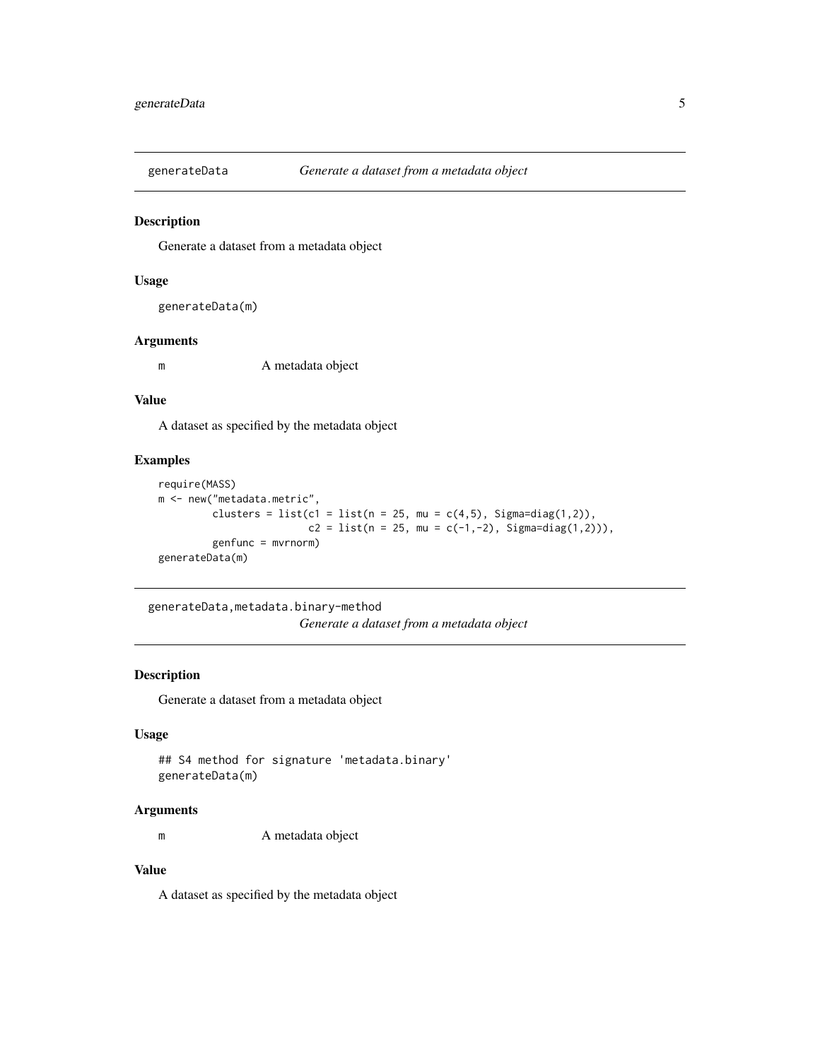## generateData — *Generate a dataset from a metadata object*

### Description

Generate a dataset from a metadata object

### Usage

```
generateData(m)
```

### Arguments

| | |
|---|---|
| m | A metadata object |

### Value

A dataset as specified by the metadata object

### Examples

```
require(MASS)
m <- new("metadata.metric",
         clusters = list(c1 = list(n = 25, mu = c(4,5), Sigma=diag(1,2)),
                         c2 = list(n = 25, mu = c(-1,-2), Sigma=diag(1,2))),
         genfunc = mvrnorm)
generateData(m)
```

## generateData,metadata.binary-method — *Generate a dataset from a metadata object*

### Description

Generate a dataset from a metadata object

### Usage

```
## S4 method for signature 'metadata.binary'
generateData(m)
```

### Arguments

| | |
|---|---|
| m | A metadata object |

### Value

A dataset as specified by the metadata object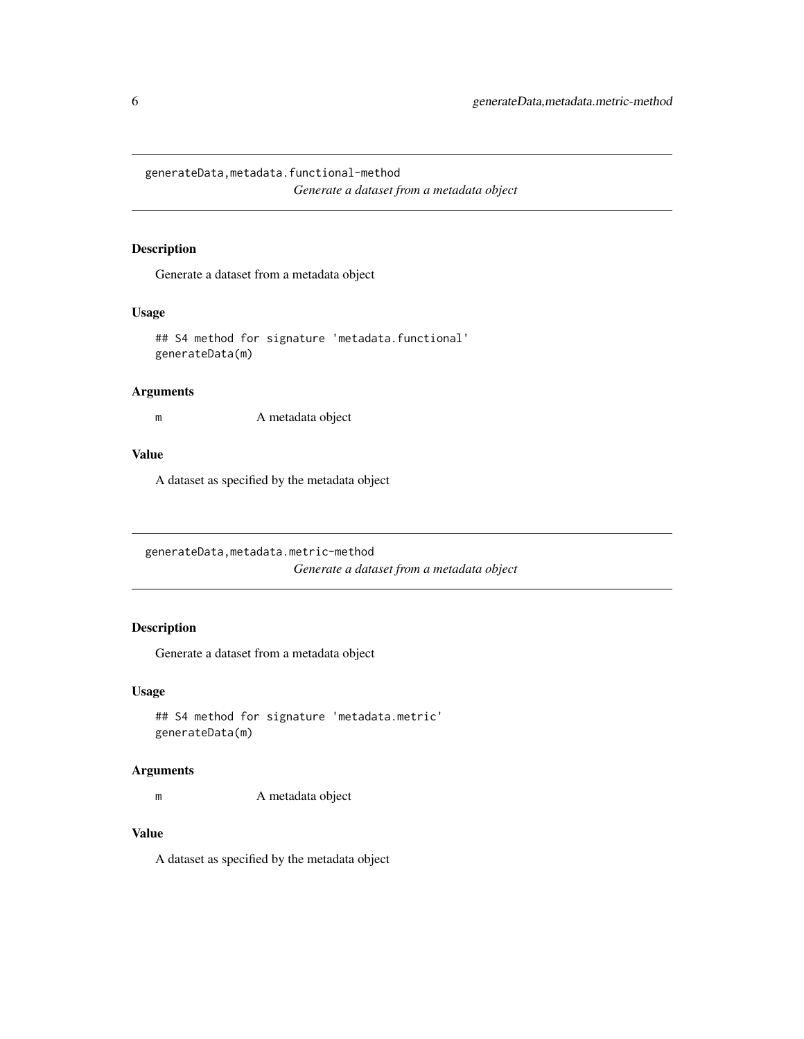## generateData,metadata.functional-method

*Generate a dataset from a metadata object*

### Description

Generate a dataset from a metadata object

### Usage

```
## S4 method for signature 'metadata.functional'
generateData(m)
```

### Arguments

| | |
|---|---|
| m | A metadata object |

### Value

A dataset as specified by the metadata object

## generateData,metadata.metric-method

*Generate a dataset from a metadata object*

### Description

Generate a dataset from a metadata object

### Usage

```
## S4 method for signature 'metadata.metric'
generateData(m)
```

### Arguments

| | |
|---|---|
| m | A metadata object |

### Value

A dataset as specified by the metadata object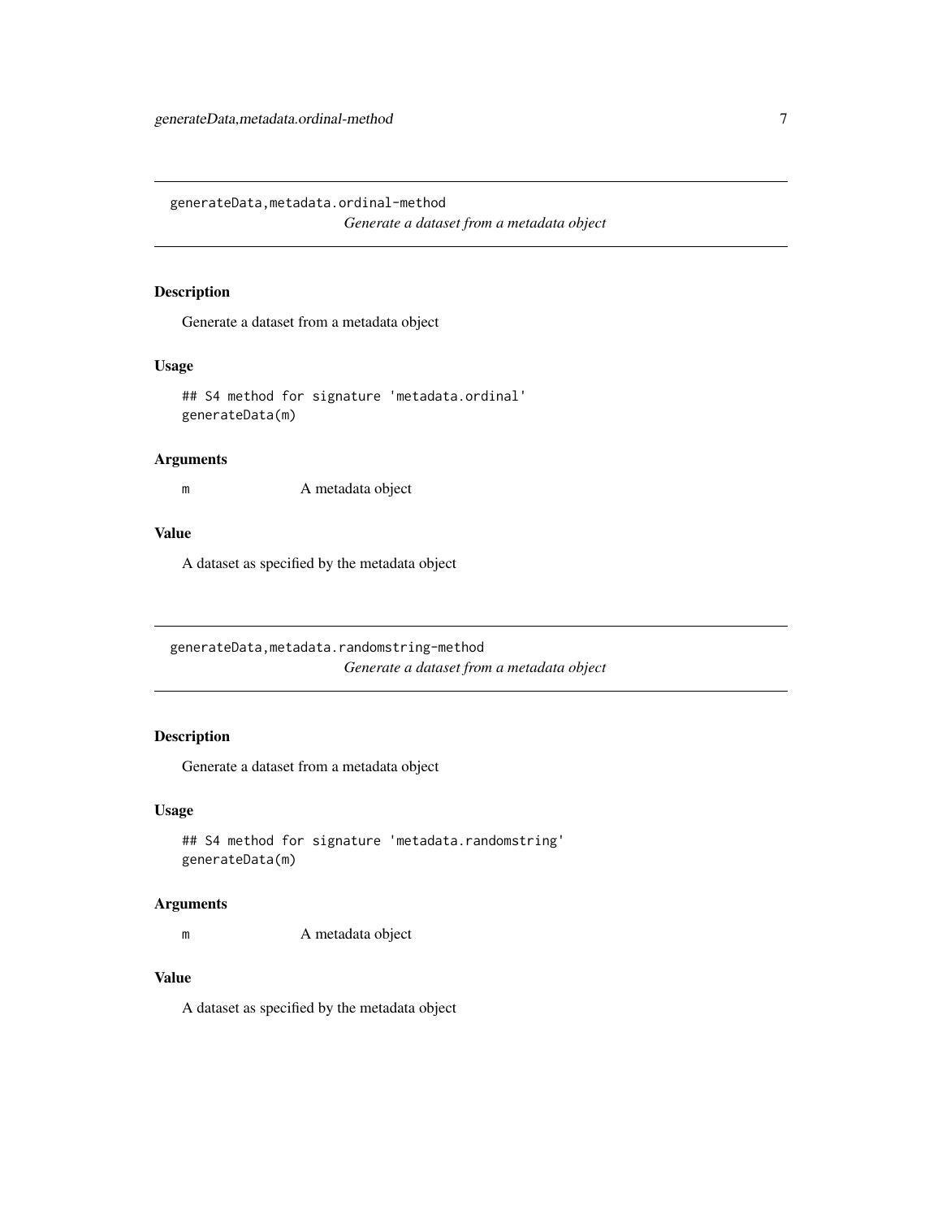## generateData,metadata.ordinal-method

*Generate a dataset from a metadata object*

### Description

Generate a dataset from a metadata object

### Usage

```
## S4 method for signature 'metadata.ordinal'
generateData(m)
```

### Arguments

| | |
|---|---|
| m | A metadata object |

### Value

A dataset as specified by the metadata object

## generateData,metadata.randomstring-method

*Generate a dataset from a metadata object*

### Description

Generate a dataset from a metadata object

### Usage

```
## S4 method for signature 'metadata.randomstring'
generateData(m)
```

### Arguments

| | |
|---|---|
| m | A metadata object |

### Value

A dataset as specified by the metadata object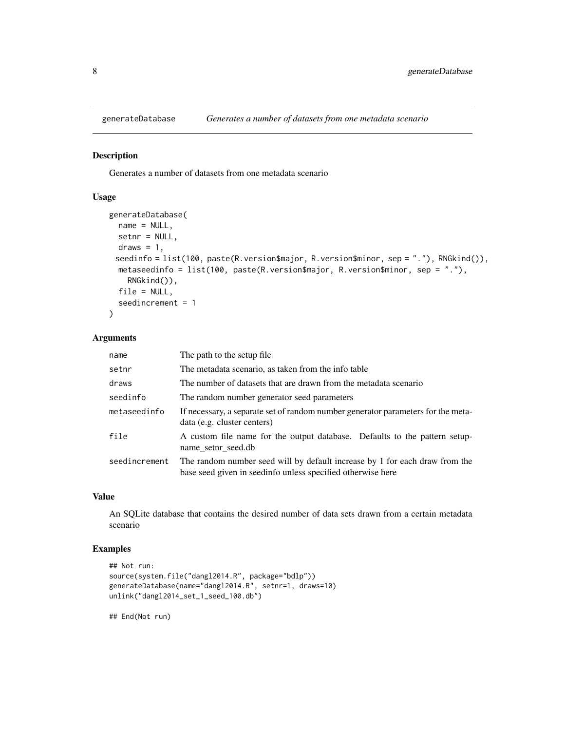# generateDatabase — *Generates a number of datasets from one metadata scenario*

## Description

Generates a number of datasets from one metadata scenario

## Usage

```
generateDatabase(
  name = NULL,
  setnr = NULL,
  draws = 1,
 seedinfo = list(100, paste(R.version$major, R.version$minor, sep = "."), RNGkind()),
  metaseedinfo = list(100, paste(R.version$major, R.version$minor, sep = "."),
    RNGkind()),
  file = NULL,
  seedincrement = 1
)
```

## Arguments

| | |
|---|---|
| name | The path to the setup file |
| setnr | The metadata scenario, as taken from the info table |
| draws | The number of datasets that are drawn from the metadata scenario |
| seedinfo | The random number generator seed parameters |
| metaseedinfo | If necessary, a separate set of random number generator parameters for the metadata (e.g. cluster centers) |
| file | A custom file name for the output database. Defaults to the pattern setupname_setnr_seed.db |
| seedincrement | The random number seed will by default increase by 1 for each draw from the base seed given in seedinfo unless specified otherwise here |

## Value

An SQLite database that contains the desired number of data sets drawn from a certain metadata scenario

## Examples

```
## Not run:
source(system.file("dangl2014.R", package="bdlp"))
generateDatabase(name="dangl2014.R", setnr=1, draws=10)
unlink("dangl2014_set_1_seed_100.db")

## End(Not run)
```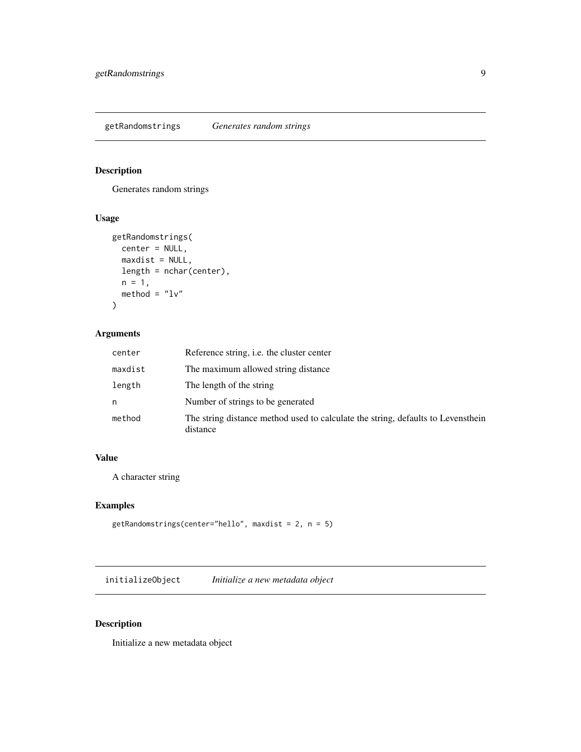## getRandomstrings    *Generates random strings*

### Description

Generates random strings

### Usage

```
getRandomstrings(
  center = NULL,
  maxdist = NULL,
  length = nchar(center),
  n = 1,
  method = "lv"
)
```

### Arguments

| | |
|---|---|
| `center` | Reference string, i.e. the cluster center |
| `maxdist` | The maximum allowed string distance |
| `length` | The length of the string |
| `n` | Number of strings to be generated |
| `method` | The string distance method used to calculate the string, defaults to Levensthein distance |

### Value

A character string

### Examples

```
getRandomstrings(center="hello", maxdist = 2, n = 5)
```

## initializeObject    *Initialize a new metadata object*

### Description

Initialize a new metadata object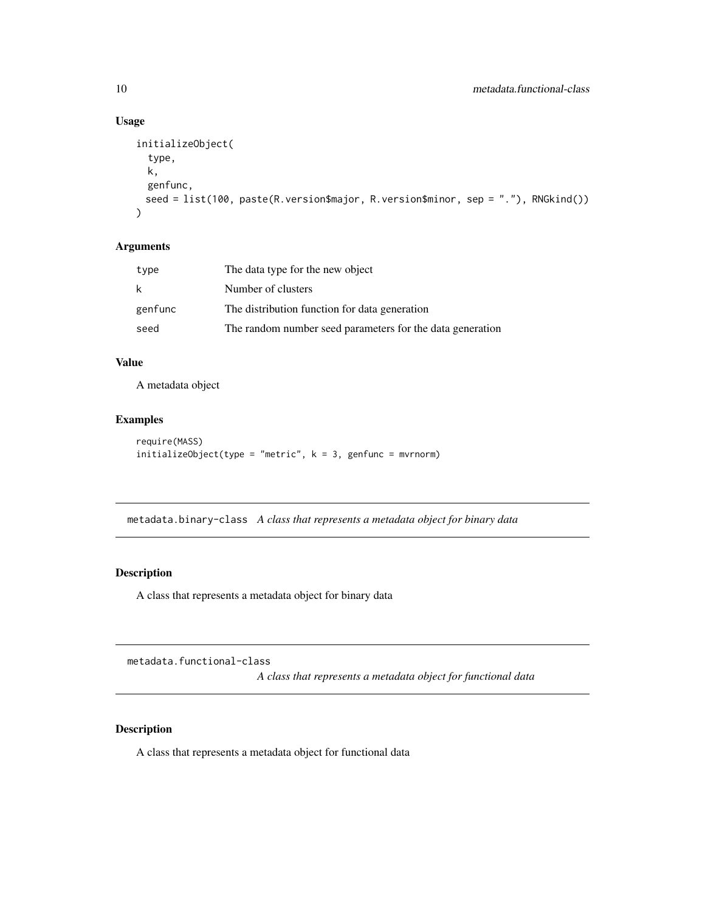### Usage

```
initializeObject(
  type,
  k,
  genfunc,
  seed = list(100, paste(R.version$major, R.version$minor, sep = "."), RNGkind())
)
```

### Arguments

| | |
|---|---|
| type | The data type for the new object |
| k | Number of clusters |
| genfunc | The distribution function for data generation |
| seed | The random number seed parameters for the data generation |

### Value

A metadata object

### Examples

```
require(MASS)
initializeObject(type = "metric", k = 3, genfunc = mvrnorm)
```

## metadata.binary-class *A class that represents a metadata object for binary data*

### Description

A class that represents a metadata object for binary data

## metadata.functional-class *A class that represents a metadata object for functional data*

### Description

A class that represents a metadata object for functional data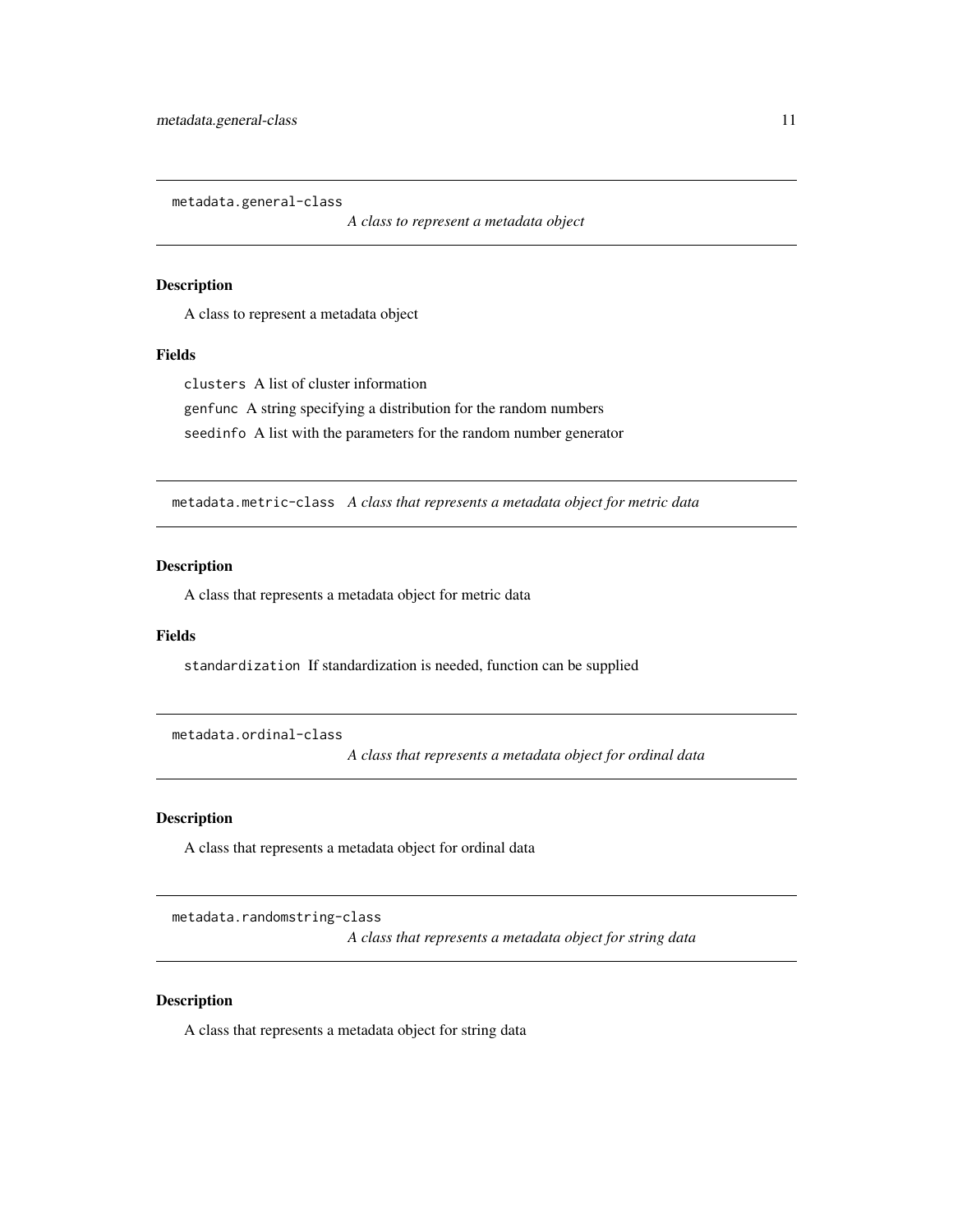## metadata.general-class

*A class to represent a metadata object*

### Description

A class to represent a metadata object

### Fields

`clusters` A list of cluster information

`genfunc` A string specifying a distribution for the random numbers

`seedinfo` A list with the parameters for the random number generator

## metadata.metric-class

*A class that represents a metadata object for metric data*

### Description

A class that represents a metadata object for metric data

### Fields

`standardization` If standardization is needed, function can be supplied

## metadata.ordinal-class

*A class that represents a metadata object for ordinal data*

### Description

A class that represents a metadata object for ordinal data

## metadata.randomstring-class

*A class that represents a metadata object for string data*

### Description

A class that represents a metadata object for string data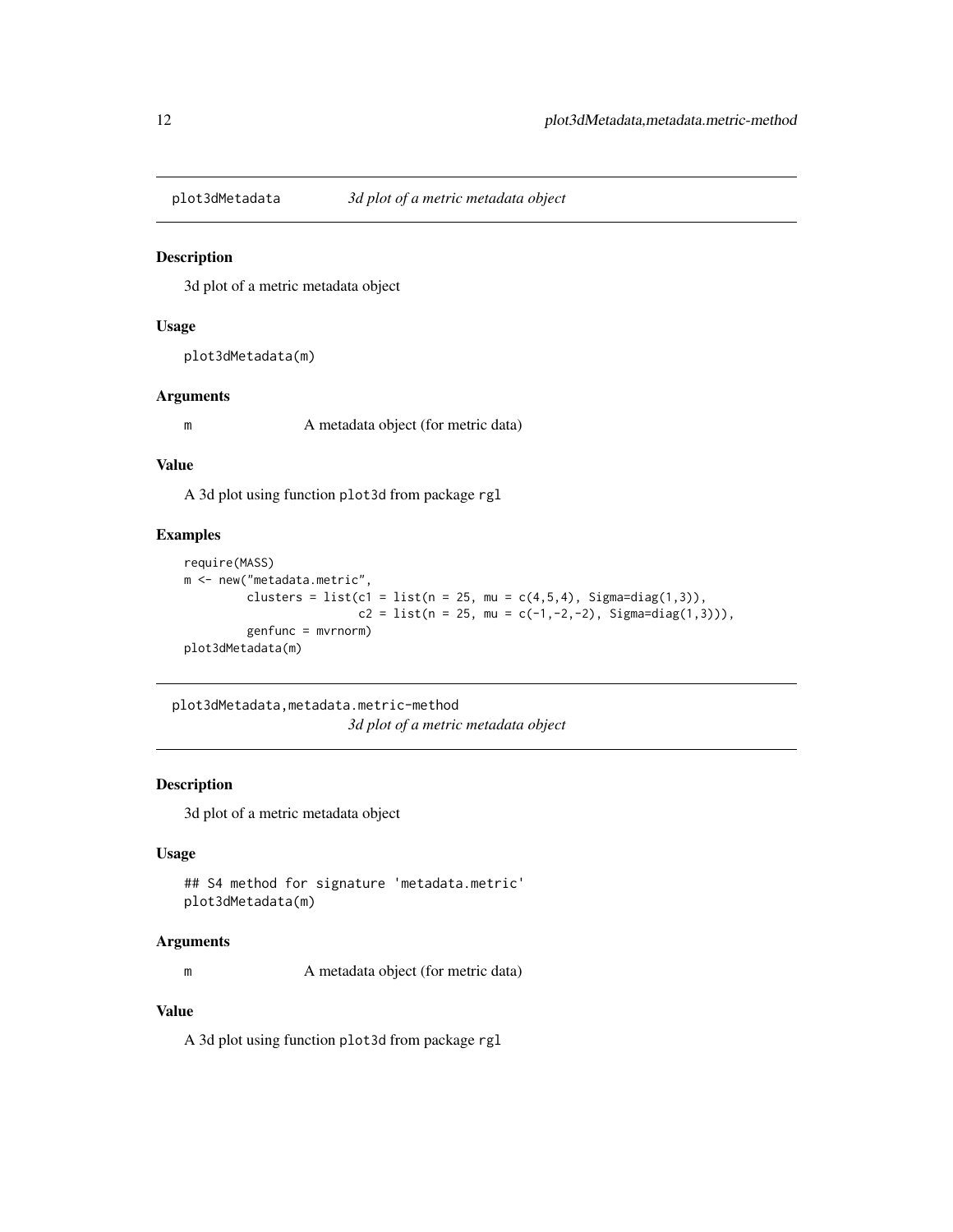## plot3dMetadata — *3d plot of a metric metadata object*

### Description

3d plot of a metric metadata object

### Usage

```
plot3dMetadata(m)
```

### Arguments

| | |
|---|---|
| m | A metadata object (for metric data) |

### Value

A 3d plot using function `plot3d` from package `rgl`

### Examples

```
require(MASS)
m <- new("metadata.metric",
         clusters = list(c1 = list(n = 25, mu = c(4,5,4), Sigma=diag(1,3)),
                         c2 = list(n = 25, mu = c(-1,-2,-2), Sigma=diag(1,3))),
         genfunc = mvrnorm)
plot3dMetadata(m)
```

## plot3dMetadata,metadata.metric-method — *3d plot of a metric metadata object*

### Description

3d plot of a metric metadata object

### Usage

```
## S4 method for signature 'metadata.metric'
plot3dMetadata(m)
```

### Arguments

| | |
|---|---|
| m | A metadata object (for metric data) |

### Value

A 3d plot using function `plot3d` from package `rgl`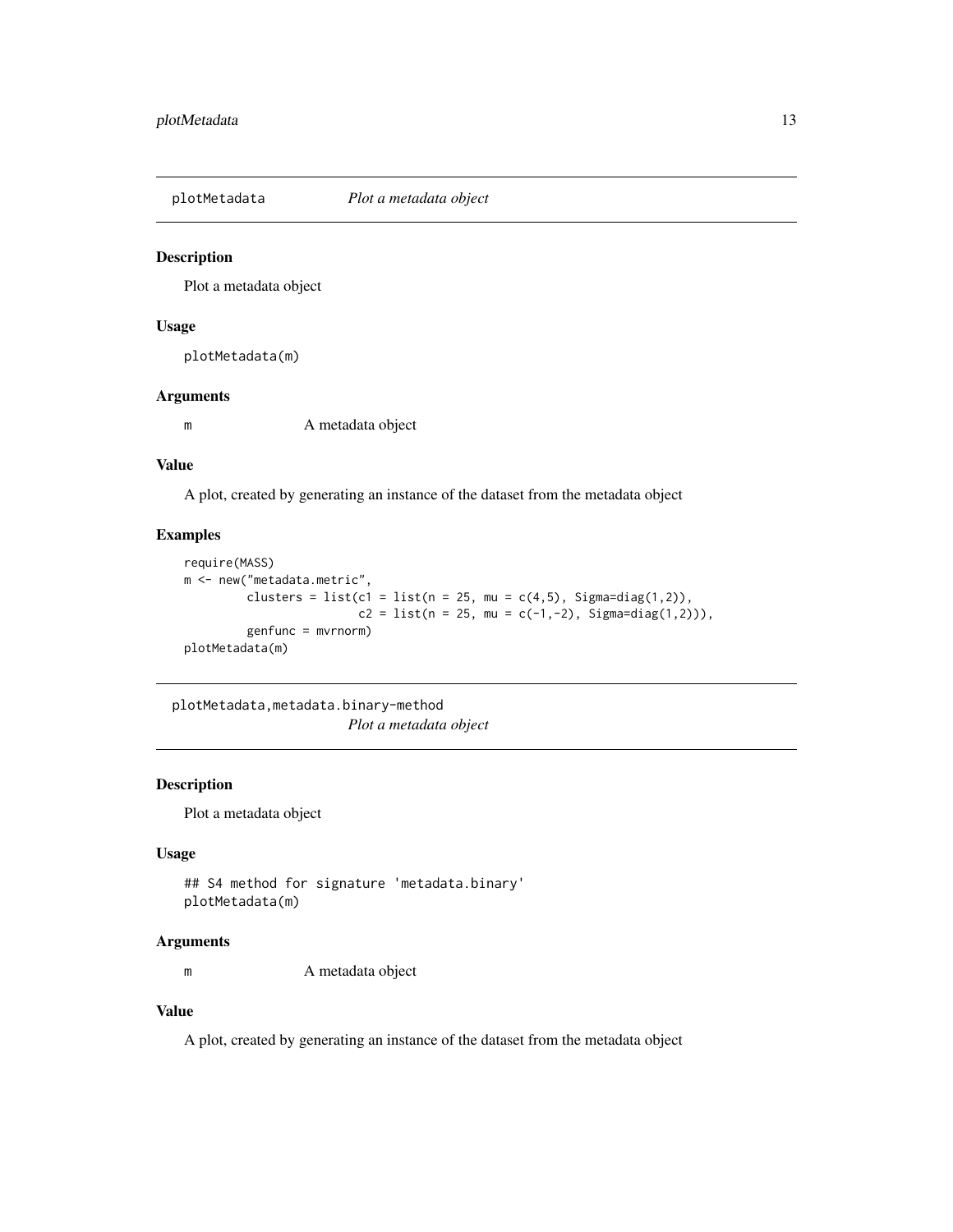## plotMetadata *Plot a metadata object*

### Description

Plot a metadata object

### Usage

```
plotMetadata(m)
```

### Arguments

m A metadata object

### Value

A plot, created by generating an instance of the dataset from the metadata object

### Examples

```
require(MASS)
m <- new("metadata.metric",
         clusters = list(c1 = list(n = 25, mu = c(4,5), Sigma=diag(1,2)),
                         c2 = list(n = 25, mu = c(-1,-2), Sigma=diag(1,2))),
         genfunc = mvrnorm)
plotMetadata(m)
```

## plotMetadata,metadata.binary-method *Plot a metadata object*

### Description

Plot a metadata object

### Usage

```
## S4 method for signature 'metadata.binary'
plotMetadata(m)
```

### Arguments

m A metadata object

### Value

A plot, created by generating an instance of the dataset from the metadata object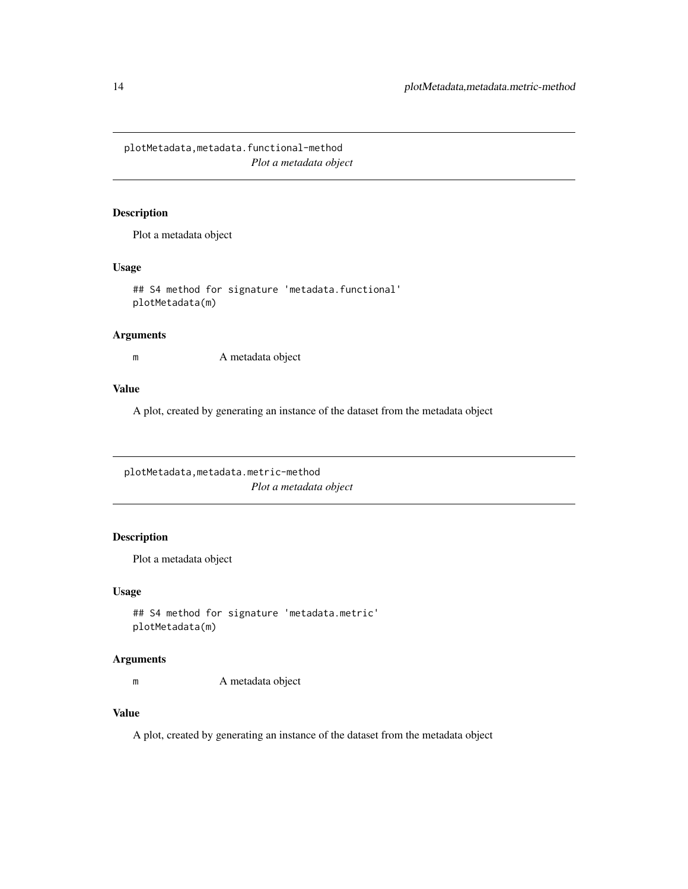## plotMetadata,metadata.functional-method

*Plot a metadata object*

### Description

Plot a metadata object

### Usage

```
## S4 method for signature 'metadata.functional'
plotMetadata(m)
```

### Arguments

| | |
|---|---|
| m | A metadata object |

### Value

A plot, created by generating an instance of the dataset from the metadata object

## plotMetadata,metadata.metric-method

*Plot a metadata object*

### Description

Plot a metadata object

### Usage

```
## S4 method for signature 'metadata.metric'
plotMetadata(m)
```

### Arguments

| | |
|---|---|
| m | A metadata object |

### Value

A plot, created by generating an instance of the dataset from the metadata object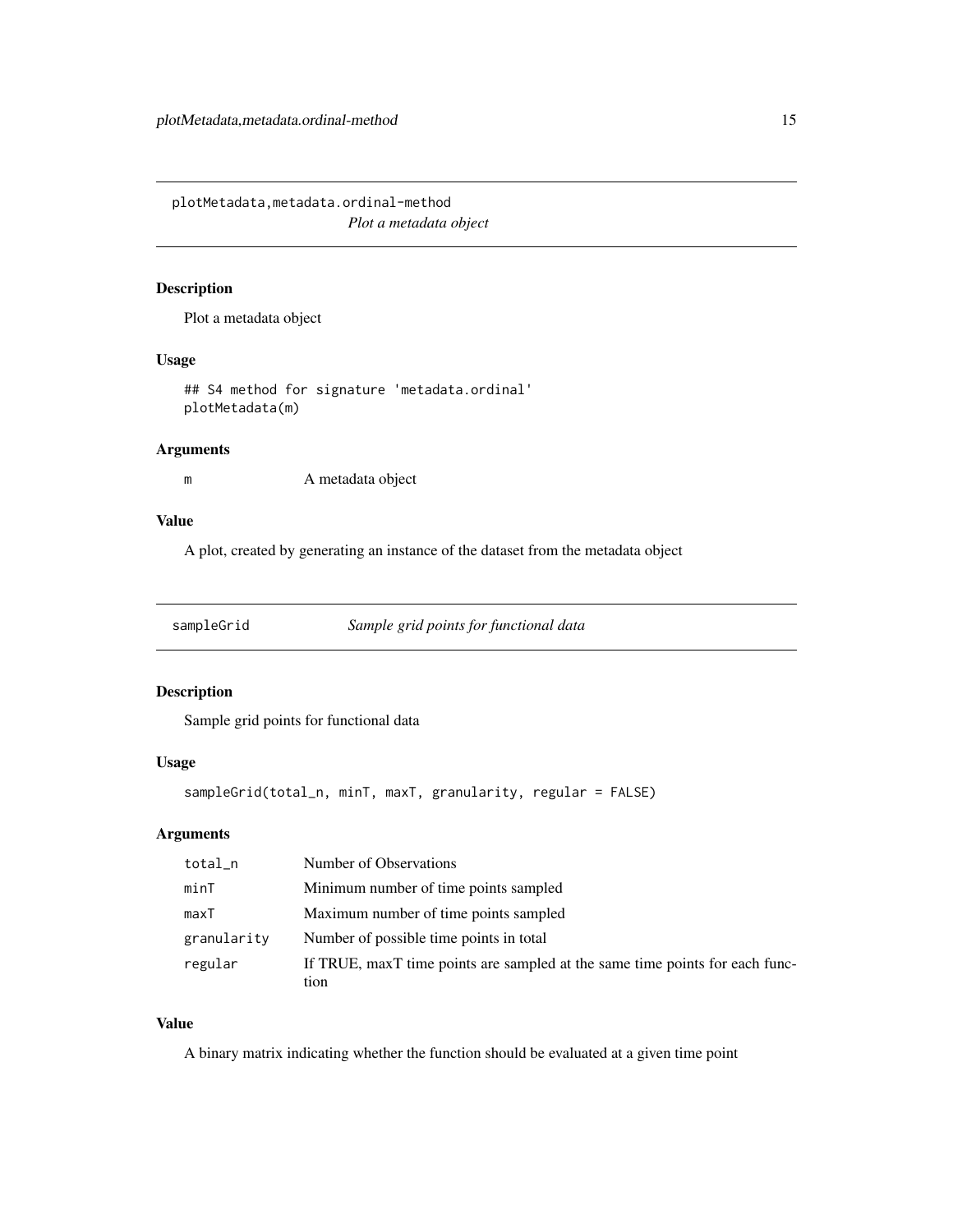## plotMetadata,metadata.ordinal-method

*Plot a metadata object*

### Description

Plot a metadata object

### Usage

```
## S4 method for signature 'metadata.ordinal'
plotMetadata(m)
```

### Arguments

| | |
|---|---|
| m | A metadata object |

### Value

A plot, created by generating an instance of the dataset from the metadata object

## sampleGrid

*Sample grid points for functional data*

### Description

Sample grid points for functional data

### Usage

```
sampleGrid(total_n, minT, maxT, granularity, regular = FALSE)
```

### Arguments

| | |
|---|---|
| total_n | Number of Observations |
| minT | Minimum number of time points sampled |
| maxT | Maximum number of time points sampled |
| granularity | Number of possible time points in total |
| regular | If TRUE, maxT time points are sampled at the same time points for each function |

### Value

A binary matrix indicating whether the function should be evaluated at a given time point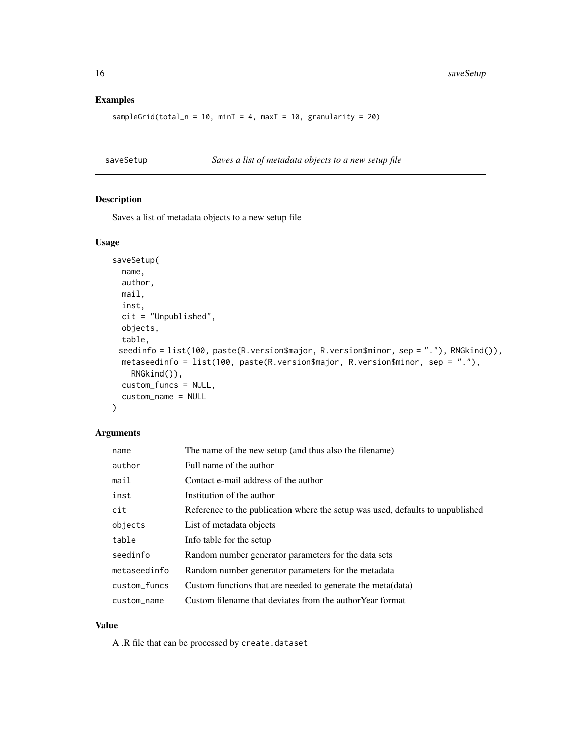## Examples

```
sampleGrid(total_n = 10, minT = 4, maxT = 10, granularity = 20)
```

---

## saveSetup — *Saves a list of metadata objects to a new setup file*

### Description

Saves a list of metadata objects to a new setup file

### Usage

```
saveSetup(
  name,
  author,
  mail,
  inst,
  cit = "Unpublished",
  objects,
  table,
 seedinfo = list(100, paste(R.version$major, R.version$minor, sep = "."), RNGkind()),
  metaseedinfo = list(100, paste(R.version$major, R.version$minor, sep = "."),
    RNGkind()),
  custom_funcs = NULL,
  custom_name = NULL
)
```

### Arguments

| | |
|---|---|
| `name` | The name of the new setup (and thus also the filename) |
| `author` | Full name of the author |
| `mail` | Contact e-mail address of the author |
| `inst` | Institution of the author |
| `cit` | Reference to the publication where the setup was used, defaults to unpublished |
| `objects` | List of metadata objects |
| `table` | Info table for the setup |
| `seedinfo` | Random number generator parameters for the data sets |
| `metaseedinfo` | Random number generator parameters for the metadata |
| `custom_funcs` | Custom functions that are needed to generate the meta(data) |
| `custom_name` | Custom filename that deviates from the authorYear format |

### Value

A .R file that can be processed by `create.dataset`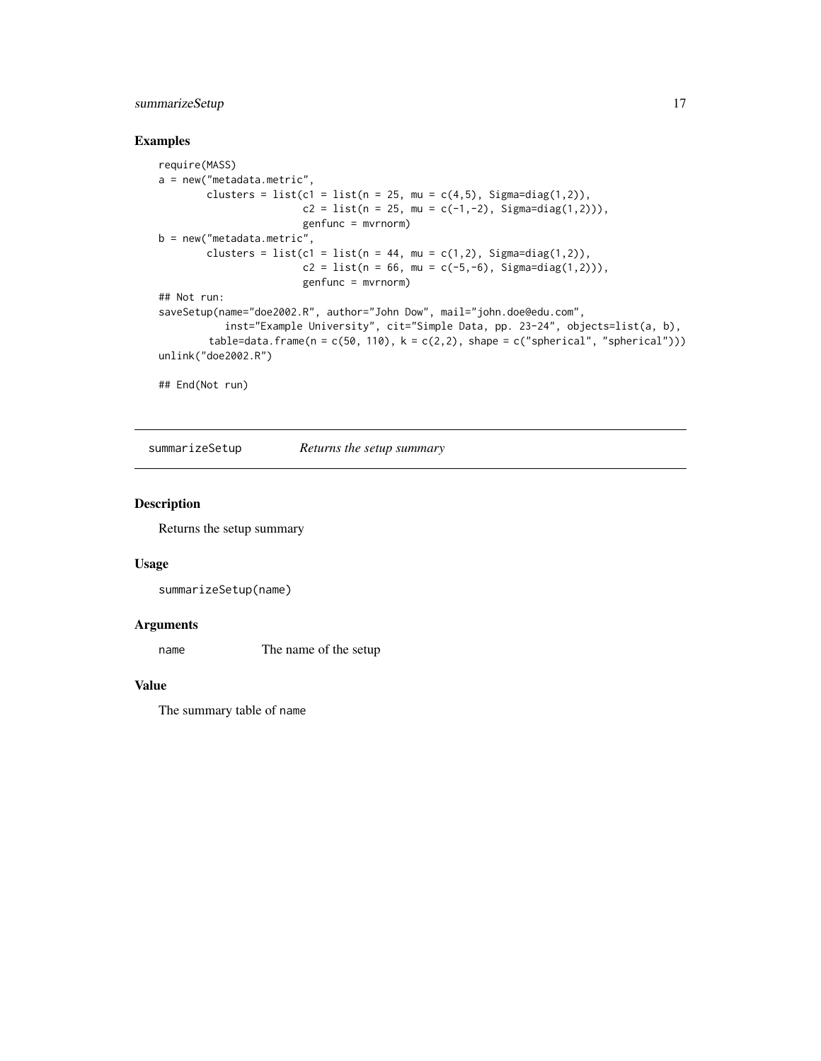## Examples

```
require(MASS)
a = new("metadata.metric",
        clusters = list(c1 = list(n = 25, mu = c(4,5), Sigma=diag(1,2)),
                        c2 = list(n = 25, mu = c(-1,-2), Sigma=diag(1,2))),
                        genfunc = mvrnorm)
b = new("metadata.metric",
        clusters = list(c1 = list(n = 44, mu = c(1,2), Sigma=diag(1,2)),
                        c2 = list(n = 66, mu = c(-5,-6), Sigma=diag(1,2))),
                        genfunc = mvrnorm)
## Not run:
saveSetup(name="doe2002.R", author="John Dow", mail="john.doe@edu.com",
          inst="Example University", cit="Simple Data, pp. 23-24", objects=list(a, b),
        table=data.frame(n = c(50, 110), k = c(2,2), shape = c("spherical", "spherical")))
unlink("doe2002.R")

## End(Not run)
```

---

# summarizeSetup    *Returns the setup summary*

---

## Description

Returns the setup summary

## Usage

```
summarizeSetup(name)
```

## Arguments

| | |
|---|---|
| name | The name of the setup |

## Value

The summary table of `name`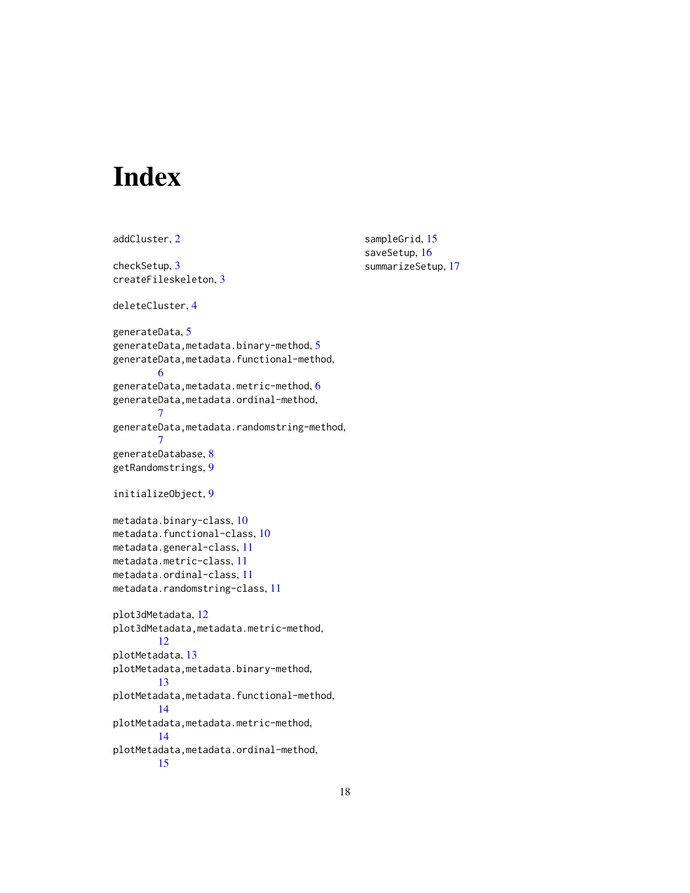# Index

addCluster, 2

checkSetup, 3
createFileskeleton, 3

deleteCluster, 4

generateData, 5
generateData,metadata.binary-method, 5
generateData,metadata.functional-method, 6
generateData,metadata.metric-method, 6
generateData,metadata.ordinal-method, 7
generateData,metadata.randomstring-method, 7
generateDatabase, 8
getRandomstrings, 9

initializeObject, 9

metadata.binary-class, 10
metadata.functional-class, 10
metadata.general-class, 11
metadata.metric-class, 11
metadata.ordinal-class, 11
metadata.randomstring-class, 11

plot3dMetadata, 12
plot3dMetadata,metadata.metric-method, 12
plotMetadata, 13
plotMetadata,metadata.binary-method, 13
plotMetadata,metadata.functional-method, 14
plotMetadata,metadata.metric-method, 14
plotMetadata,metadata.ordinal-method, 15

sampleGrid, 15
saveSetup, 16
summarizeSetup, 17